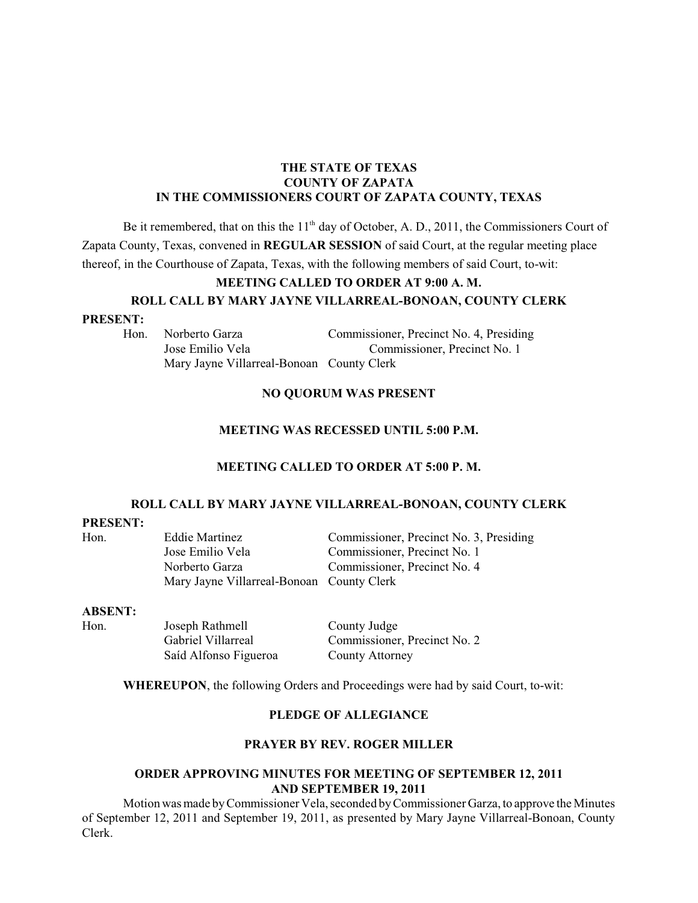**THE STATE OF TEXAS**
**COUNTY OF ZAPATA**
**IN THE COMMISSIONERS COURT OF ZAPATA COUNTY, TEXAS**

Be it remembered, that on this the 11th day of October, A. D., 2011, the Commissioners Court of Zapata County, Texas, convened in **REGULAR SESSION** of said Court, at the regular meeting place thereof, in the Courthouse of Zapata, Texas, with the following members of said Court, to-wit:

**MEETING CALLED TO ORDER AT 9:00 A. M.**

**ROLL CALL BY MARY JAYNE VILLARREAL-BONOAN, COUNTY CLERK**

**PRESENT:**

| | | |
|---|---|---|
| Hon. | Norberto Garza | Commissioner, Precinct No. 4, Presiding |
| | Jose Emilio Vela | Commissioner, Precinct No. 1 |
| | Mary Jayne Villarreal-Bonoan | County Clerk |

**NO QUORUM WAS PRESENT**

**MEETING WAS RECESSED UNTIL 5:00 P.M.**

**MEETING CALLED TO ORDER AT 5:00 P. M.**

**ROLL CALL BY MARY JAYNE VILLARREAL-BONOAN, COUNTY CLERK**

**PRESENT:**

| | | |
|---|---|---|
| Hon. | Eddie Martinez | Commissioner, Precinct No. 3, Presiding |
| | Jose Emilio Vela | Commissioner, Precinct No. 1 |
| | Norberto Garza | Commissioner, Precinct No. 4 |
| | Mary Jayne Villarreal-Bonoan | County Clerk |

**ABSENT:**

| | | |
|---|---|---|
| Hon. | Joseph Rathmell | County Judge |
| | Gabriel Villarreal | Commissioner, Precinct No. 2 |
| | Saíd Alfonso Figueroa | County Attorney |

**WHEREUPON**, the following Orders and Proceedings were had by said Court, to-wit:

**PLEDGE OF ALLEGIANCE**

**PRAYER BY REV. ROGER MILLER**

**ORDER APPROVING MINUTES FOR MEETING OF SEPTEMBER 12, 2011 AND SEPTEMBER 19, 2011**

Motion was made by Commissioner Vela, seconded by Commissioner Garza, to approve the Minutes of September 12, 2011 and September 19, 2011, as presented by Mary Jayne Villarreal-Bonoan, County Clerk.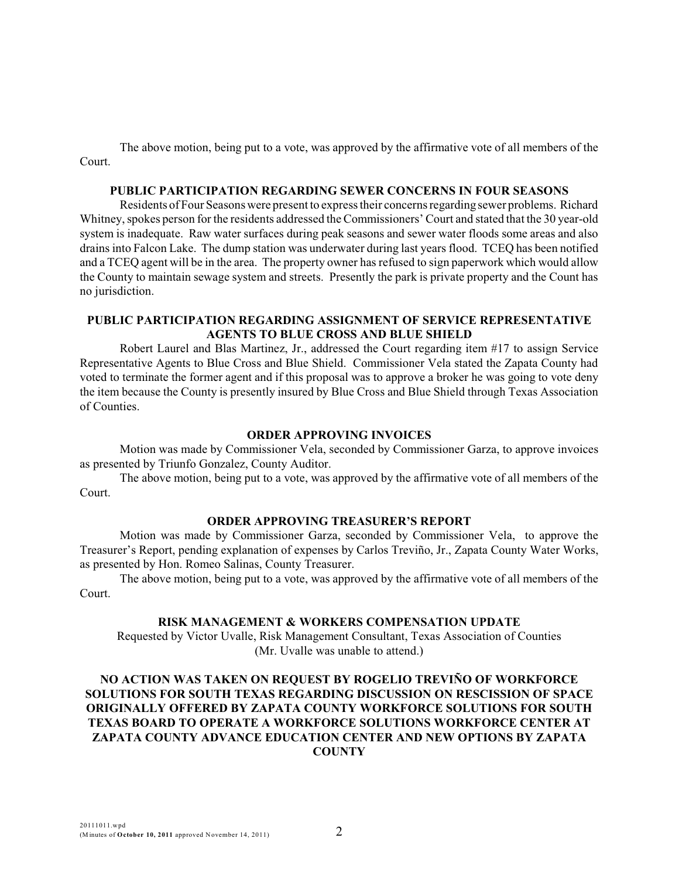The above motion, being put to a vote, was approved by the affirmative vote of all members of the Court.

**PUBLIC PARTICIPATION REGARDING SEWER CONCERNS IN FOUR SEASONS**

Residents of Four Seasons were present to express their concerns regarding sewer problems. Richard Whitney, spokes person for the residents addressed the Commissioners' Court and stated that the 30 year-old system is inadequate. Raw water surfaces during peak seasons and sewer water floods some areas and also drains into Falcon Lake. The dump station was underwater during last years flood. TCEQ has been notified and a TCEQ agent will be in the area. The property owner has refused to sign paperwork which would allow the County to maintain sewage system and streets. Presently the park is private property and the Count has no jurisdiction.

**PUBLIC PARTICIPATION REGARDING ASSIGNMENT OF SERVICE REPRESENTATIVE AGENTS TO BLUE CROSS AND BLUE SHIELD**

Robert Laurel and Blas Martinez, Jr., addressed the Court regarding item #17 to assign Service Representative Agents to Blue Cross and Blue Shield. Commissioner Vela stated the Zapata County had voted to terminate the former agent and if this proposal was to approve a broker he was going to vote deny the item because the County is presently insured by Blue Cross and Blue Shield through Texas Association of Counties.

**ORDER APPROVING INVOICES**

Motion was made by Commissioner Vela, seconded by Commissioner Garza, to approve invoices as presented by Triunfo Gonzalez, County Auditor.

The above motion, being put to a vote, was approved by the affirmative vote of all members of the Court.

**ORDER APPROVING TREASURER'S REPORT**

Motion was made by Commissioner Garza, seconded by Commissioner Vela, to approve the Treasurer's Report, pending explanation of expenses by Carlos Treviño, Jr., Zapata County Water Works, as presented by Hon. Romeo Salinas, County Treasurer.

The above motion, being put to a vote, was approved by the affirmative vote of all members of the Court.

**RISK MANAGEMENT & WORKERS COMPENSATION UPDATE**

Requested by Victor Uvalle, Risk Management Consultant, Texas Association of Counties
(Mr. Uvalle was unable to attend.)

**NO ACTION WAS TAKEN ON REQUEST BY ROGELIO TREVIÑO OF WORKFORCE SOLUTIONS FOR SOUTH TEXAS REGARDING DISCUSSION ON RESCISSION OF SPACE ORIGINALLY OFFERED BY ZAPATA COUNTY WORKFORCE SOLUTIONS FOR SOUTH TEXAS BOARD TO OPERATE A WORKFORCE SOLUTIONS WORKFORCE CENTER AT ZAPATA COUNTY ADVANCE EDUCATION CENTER AND NEW OPTIONS BY ZAPATA COUNTY**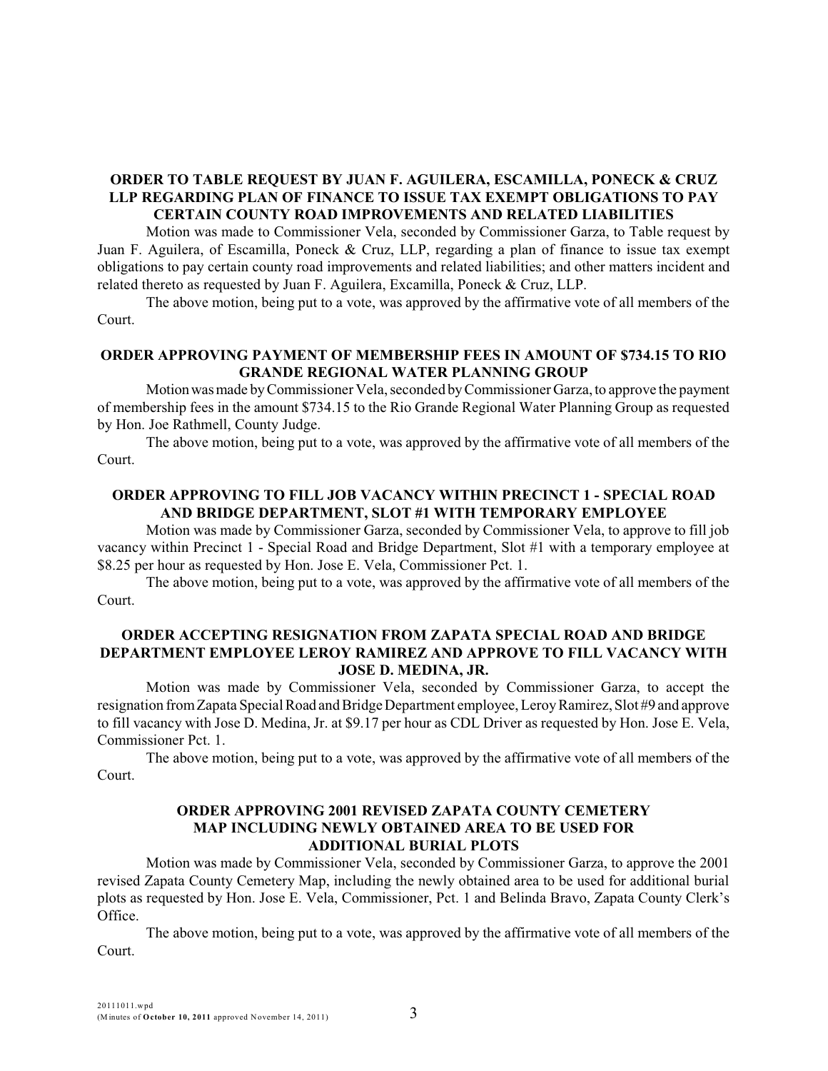**ORDER TO TABLE REQUEST BY JUAN F. AGUILERA, ESCAMILLA, PONECK & CRUZ LLP REGARDING PLAN OF FINANCE TO ISSUE TAX EXEMPT OBLIGATIONS TO PAY CERTAIN COUNTY ROAD IMPROVEMENTS AND RELATED LIABILITIES**

Motion was made to Commissioner Vela, seconded by Commissioner Garza, to Table request by Juan F. Aguilera, of Escamilla, Poneck & Cruz, LLP, regarding a plan of finance to issue tax exempt obligations to pay certain county road improvements and related liabilities; and other matters incident and related thereto as requested by Juan F. Aguilera, Excamilla, Poneck & Cruz, LLP.

The above motion, being put to a vote, was approved by the affirmative vote of all members of the Court.

**ORDER APPROVING PAYMENT OF MEMBERSHIP FEES IN AMOUNT OF $734.15 TO RIO GRANDE REGIONAL WATER PLANNING GROUP**

Motion was made by Commissioner Vela, seconded by Commissioner Garza, to approve the payment of membership fees in the amount $734.15 to the Rio Grande Regional Water Planning Group as requested by Hon. Joe Rathmell, County Judge.

The above motion, being put to a vote, was approved by the affirmative vote of all members of the Court.

**ORDER APPROVING TO FILL JOB VACANCY WITHIN PRECINCT 1 - SPECIAL ROAD AND BRIDGE DEPARTMENT, SLOT #1 WITH TEMPORARY EMPLOYEE**

Motion was made by Commissioner Garza, seconded by Commissioner Vela, to approve to fill job vacancy within Precinct 1 - Special Road and Bridge Department, Slot #1 with a temporary employee at $8.25 per hour as requested by Hon. Jose E. Vela, Commissioner Pct. 1.

The above motion, being put to a vote, was approved by the affirmative vote of all members of the Court.

**ORDER ACCEPTING RESIGNATION FROM ZAPATA SPECIAL ROAD AND BRIDGE DEPARTMENT EMPLOYEE LEROY RAMIREZ AND APPROVE TO FILL VACANCY WITH JOSE D. MEDINA, JR.**

Motion was made by Commissioner Vela, seconded by Commissioner Garza, to accept the resignation from Zapata Special Road and Bridge Department employee, Leroy Ramirez, Slot #9 and approve to fill vacancy with Jose D. Medina, Jr. at $9.17 per hour as CDL Driver as requested by Hon. Jose E. Vela, Commissioner Pct. 1.

The above motion, being put to a vote, was approved by the affirmative vote of all members of the Court.

**ORDER APPROVING 2001 REVISED ZAPATA COUNTY CEMETERY MAP INCLUDING NEWLY OBTAINED AREA TO BE USED FOR ADDITIONAL BURIAL PLOTS**

Motion was made by Commissioner Vela, seconded by Commissioner Garza, to approve the 2001 revised Zapata County Cemetery Map, including the newly obtained area to be used for additional burial plots as requested by Hon. Jose E. Vela, Commissioner, Pct. 1 and Belinda Bravo, Zapata County Clerk's Office.

The above motion, being put to a vote, was approved by the affirmative vote of all members of the Court.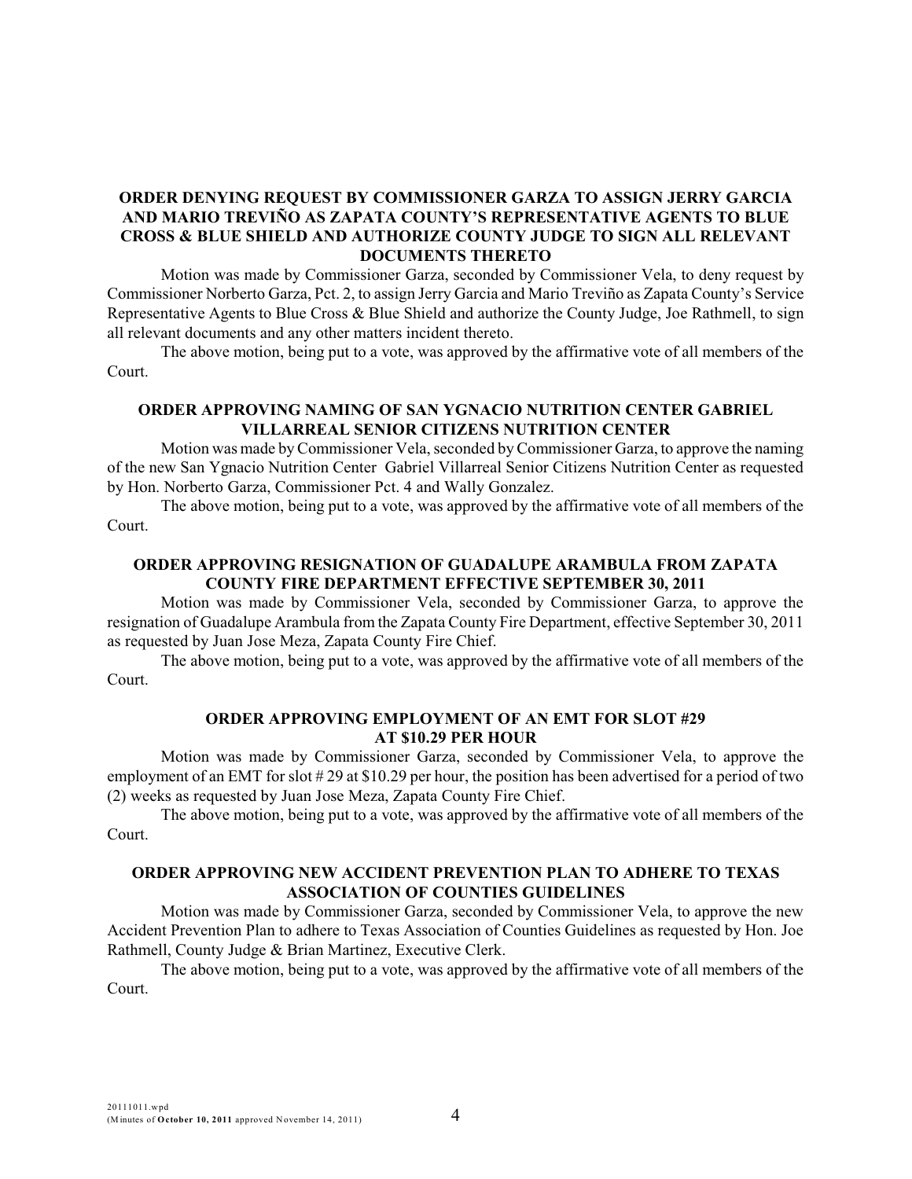**ORDER DENYING REQUEST BY COMMISSIONER GARZA TO ASSIGN JERRY GARCIA AND MARIO TREVIÑO AS ZAPATA COUNTY'S REPRESENTATIVE AGENTS TO BLUE CROSS & BLUE SHIELD AND AUTHORIZE COUNTY JUDGE TO SIGN ALL RELEVANT DOCUMENTS THERETO**

Motion was made by Commissioner Garza, seconded by Commissioner Vela, to deny request by Commissioner Norberto Garza, Pct. 2, to assign Jerry Garcia and Mario Treviño as Zapata County's Service Representative Agents to Blue Cross & Blue Shield and authorize the County Judge, Joe Rathmell, to sign all relevant documents and any other matters incident thereto.

The above motion, being put to a vote, was approved by the affirmative vote of all members of the Court.

**ORDER APPROVING NAMING OF SAN YGNACIO NUTRITION CENTER GABRIEL VILLARREAL SENIOR CITIZENS NUTRITION CENTER**

Motion was made by Commissioner Vela, seconded by Commissioner Garza, to approve the naming of the new San Ygnacio Nutrition Center Gabriel Villarreal Senior Citizens Nutrition Center as requested by Hon. Norberto Garza, Commissioner Pct. 4 and Wally Gonzalez.

The above motion, being put to a vote, was approved by the affirmative vote of all members of the Court.

**ORDER APPROVING RESIGNATION OF GUADALUPE ARAMBULA FROM ZAPATA COUNTY FIRE DEPARTMENT EFFECTIVE SEPTEMBER 30, 2011**

Motion was made by Commissioner Vela, seconded by Commissioner Garza, to approve the resignation of Guadalupe Arambula from the Zapata County Fire Department, effective September 30, 2011 as requested by Juan Jose Meza, Zapata County Fire Chief.

The above motion, being put to a vote, was approved by the affirmative vote of all members of the Court.

**ORDER APPROVING EMPLOYMENT OF AN EMT FOR SLOT #29 AT $10.29 PER HOUR**

Motion was made by Commissioner Garza, seconded by Commissioner Vela, to approve the employment of an EMT for slot # 29 at $10.29 per hour, the position has been advertised for a period of two (2) weeks as requested by Juan Jose Meza, Zapata County Fire Chief.

The above motion, being put to a vote, was approved by the affirmative vote of all members of the Court.

**ORDER APPROVING NEW ACCIDENT PREVENTION PLAN TO ADHERE TO TEXAS ASSOCIATION OF COUNTIES GUIDELINES**

Motion was made by Commissioner Garza, seconded by Commissioner Vela, to approve the new Accident Prevention Plan to adhere to Texas Association of Counties Guidelines as requested by Hon. Joe Rathmell, County Judge & Brian Martinez, Executive Clerk.

The above motion, being put to a vote, was approved by the affirmative vote of all members of the Court.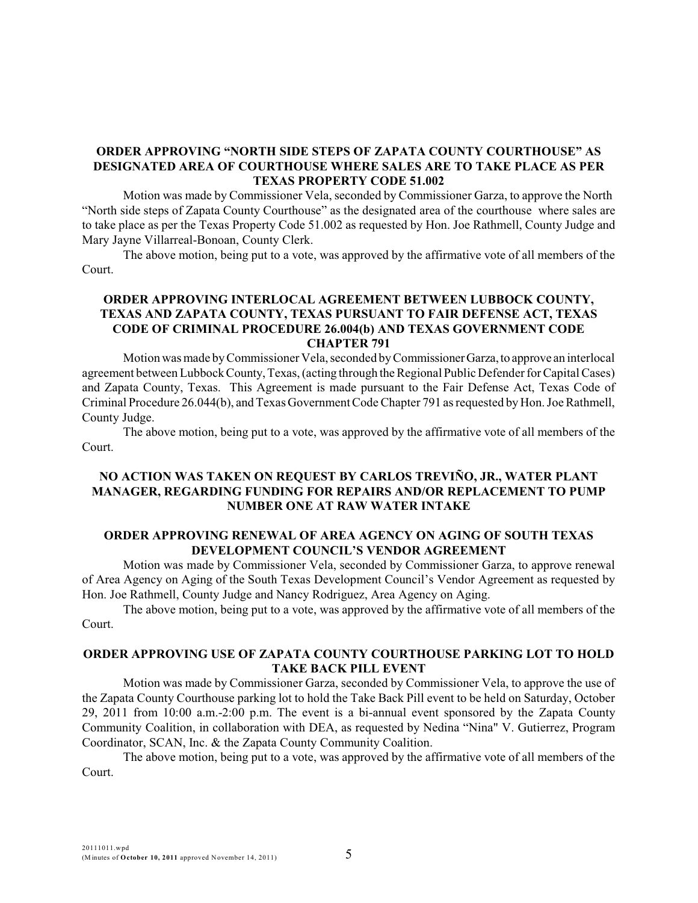**ORDER APPROVING "NORTH SIDE STEPS OF ZAPATA COUNTY COURTHOUSE" AS DESIGNATED AREA OF COURTHOUSE WHERE SALES ARE TO TAKE PLACE AS PER TEXAS PROPERTY CODE 51.002**

Motion was made by Commissioner Vela, seconded by Commissioner Garza, to approve the North "North side steps of Zapata County Courthouse" as the designated area of the courthouse where sales are to take place as per the Texas Property Code 51.002 as requested by Hon. Joe Rathmell, County Judge and Mary Jayne Villarreal-Bonoan, County Clerk.

The above motion, being put to a vote, was approved by the affirmative vote of all members of the Court.

**ORDER APPROVING INTERLOCAL AGREEMENT BETWEEN LUBBOCK COUNTY, TEXAS AND ZAPATA COUNTY, TEXAS PURSUANT TO FAIR DEFENSE ACT, TEXAS CODE OF CRIMINAL PROCEDURE 26.004(b) AND TEXAS GOVERNMENT CODE CHAPTER 791**

Motion was made by Commissioner Vela, seconded by Commissioner Garza, to approve an interlocal agreement between Lubbock County, Texas, (acting through the Regional Public Defender for Capital Cases) and Zapata County, Texas. This Agreement is made pursuant to the Fair Defense Act, Texas Code of Criminal Procedure 26.044(b), and Texas Government Code Chapter 791 as requested by Hon. Joe Rathmell, County Judge.

The above motion, being put to a vote, was approved by the affirmative vote of all members of the Court.

**NO ACTION WAS TAKEN ON REQUEST BY CARLOS TREVIÑO, JR., WATER PLANT MANAGER, REGARDING FUNDING FOR REPAIRS AND/OR REPLACEMENT TO PUMP NUMBER ONE AT RAW WATER INTAKE**

**ORDER APPROVING RENEWAL OF AREA AGENCY ON AGING OF SOUTH TEXAS DEVELOPMENT COUNCIL'S VENDOR AGREEMENT**

Motion was made by Commissioner Vela, seconded by Commissioner Garza, to approve renewal of Area Agency on Aging of the South Texas Development Council's Vendor Agreement as requested by Hon. Joe Rathmell, County Judge and Nancy Rodriguez, Area Agency on Aging.

The above motion, being put to a vote, was approved by the affirmative vote of all members of the Court.

**ORDER APPROVING USE OF ZAPATA COUNTY COURTHOUSE PARKING LOT TO HOLD TAKE BACK PILL EVENT**

Motion was made by Commissioner Garza, seconded by Commissioner Vela, to approve the use of the Zapata County Courthouse parking lot to hold the Take Back Pill event to be held on Saturday, October 29, 2011 from 10:00 a.m.-2:00 p.m. The event is a bi-annual event sponsored by the Zapata County Community Coalition, in collaboration with DEA, as requested by Nedina "Nina" V. Gutierrez, Program Coordinator, SCAN, Inc. & the Zapata County Community Coalition.

The above motion, being put to a vote, was approved by the affirmative vote of all members of the Court.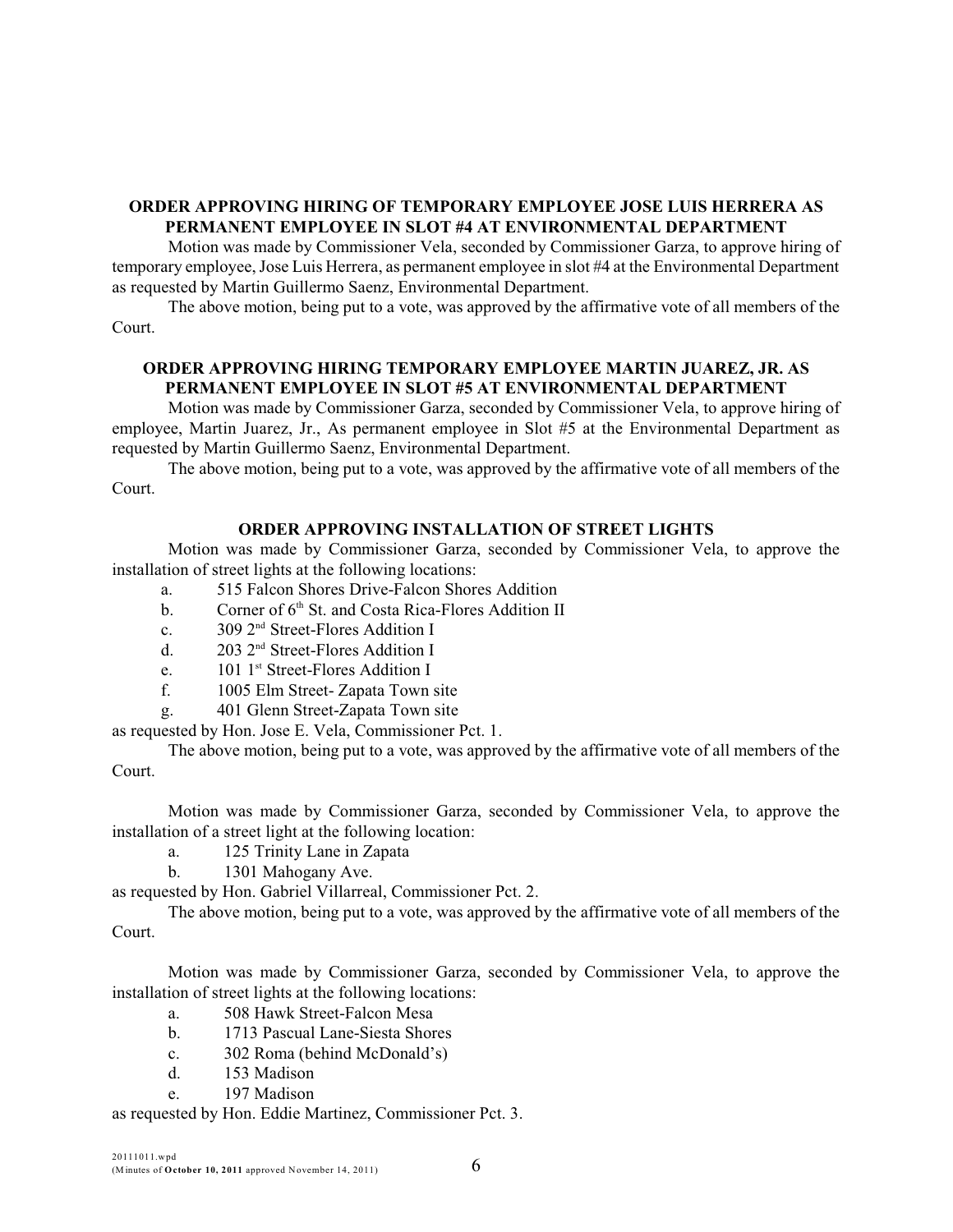**ORDER APPROVING HIRING OF TEMPORARY EMPLOYEE JOSE LUIS HERRERA AS PERMANENT EMPLOYEE IN SLOT #4 AT ENVIRONMENTAL DEPARTMENT**

Motion was made by Commissioner Vela, seconded by Commissioner Garza, to approve hiring of temporary employee, Jose Luis Herrera, as permanent employee in slot #4 at the Environmental Department as requested by Martin Guillermo Saenz, Environmental Department.

The above motion, being put to a vote, was approved by the affirmative vote of all members of the Court.

**ORDER APPROVING HIRING TEMPORARY EMPLOYEE MARTIN JUAREZ, JR. AS PERMANENT EMPLOYEE IN SLOT #5 AT ENVIRONMENTAL DEPARTMENT**

Motion was made by Commissioner Garza, seconded by Commissioner Vela, to approve hiring of employee, Martin Juarez, Jr., As permanent employee in Slot #5 at the Environmental Department as requested by Martin Guillermo Saenz, Environmental Department.

The above motion, being put to a vote, was approved by the affirmative vote of all members of the Court.

**ORDER APPROVING INSTALLATION OF STREET LIGHTS**

Motion was made by Commissioner Garza, seconded by Commissioner Vela, to approve the installation of street lights at the following locations:

a. 515 Falcon Shores Drive-Falcon Shores Addition
b. Corner of 6th St. and Costa Rica-Flores Addition II
c. 309 2nd Street-Flores Addition I
d. 203 2nd Street-Flores Addition I
e. 101 1st Street-Flores Addition I
f. 1005 Elm Street- Zapata Town site
g. 401 Glenn Street-Zapata Town site

as requested by Hon. Jose E. Vela, Commissioner Pct. 1.

The above motion, being put to a vote, was approved by the affirmative vote of all members of the Court.

Motion was made by Commissioner Garza, seconded by Commissioner Vela, to approve the installation of a street light at the following location:

a. 125 Trinity Lane in Zapata
b. 1301 Mahogany Ave.

as requested by Hon. Gabriel Villarreal, Commissioner Pct. 2.

The above motion, being put to a vote, was approved by the affirmative vote of all members of the Court.

Motion was made by Commissioner Garza, seconded by Commissioner Vela, to approve the installation of street lights at the following locations:

a. 508 Hawk Street-Falcon Mesa
b. 1713 Pascual Lane-Siesta Shores
c. 302 Roma (behind McDonald's)
d. 153 Madison
e. 197 Madison

as requested by Hon. Eddie Martinez, Commissioner Pct. 3.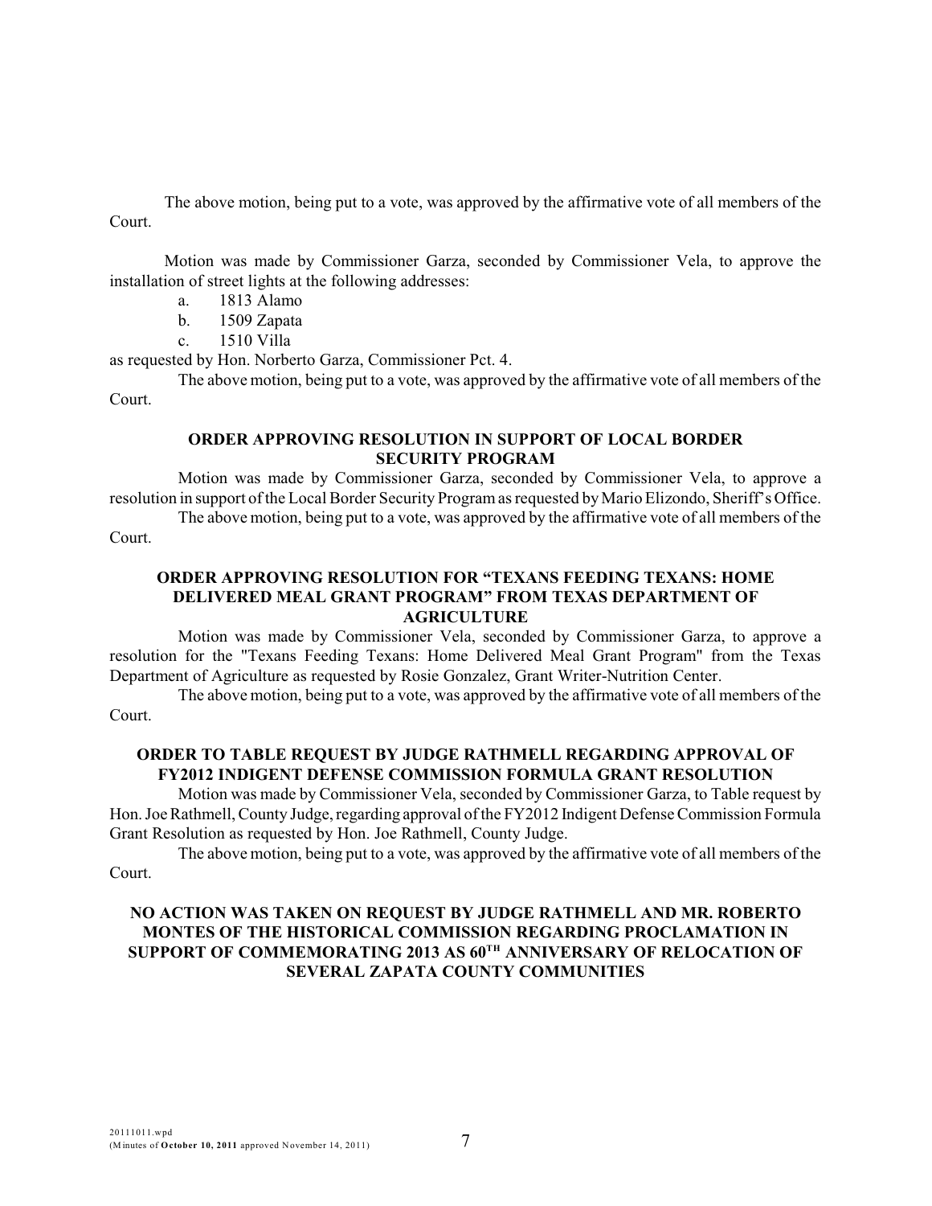The above motion, being put to a vote, was approved by the affirmative vote of all members of the Court.

Motion was made by Commissioner Garza, seconded by Commissioner Vela, to approve the installation of street lights at the following addresses:

a. 1813 Alamo
b. 1509 Zapata
c. 1510 Villa

as requested by Hon. Norberto Garza, Commissioner Pct. 4.

The above motion, being put to a vote, was approved by the affirmative vote of all members of the Court.

**ORDER APPROVING RESOLUTION IN SUPPORT OF LOCAL BORDER SECURITY PROGRAM**

Motion was made by Commissioner Garza, seconded by Commissioner Vela, to approve a resolution in support of the Local Border Security Program as requested by Mario Elizondo, Sheriff's Office.

The above motion, being put to a vote, was approved by the affirmative vote of all members of the Court.

**ORDER APPROVING RESOLUTION FOR "TEXANS FEEDING TEXANS: HOME DELIVERED MEAL GRANT PROGRAM" FROM TEXAS DEPARTMENT OF AGRICULTURE**

Motion was made by Commissioner Vela, seconded by Commissioner Garza, to approve a resolution for the "Texans Feeding Texans: Home Delivered Meal Grant Program" from the Texas Department of Agriculture as requested by Rosie Gonzalez, Grant Writer-Nutrition Center.

The above motion, being put to a vote, was approved by the affirmative vote of all members of the Court.

**ORDER TO TABLE REQUEST BY JUDGE RATHMELL REGARDING APPROVAL OF FY2012 INDIGENT DEFENSE COMMISSION FORMULA GRANT RESOLUTION**

Motion was made by Commissioner Vela, seconded by Commissioner Garza, to Table request by Hon. Joe Rathmell, County Judge, regarding approval of the FY2012 Indigent Defense Commission Formula Grant Resolution as requested by Hon. Joe Rathmell, County Judge.

The above motion, being put to a vote, was approved by the affirmative vote of all members of the Court.

**NO ACTION WAS TAKEN ON REQUEST BY JUDGE RATHMELL AND MR. ROBERTO MONTES OF THE HISTORICAL COMMISSION REGARDING PROCLAMATION IN SUPPORT OF COMMEMORATING 2013 AS 60TH ANNIVERSARY OF RELOCATION OF SEVERAL ZAPATA COUNTY COMMUNITIES**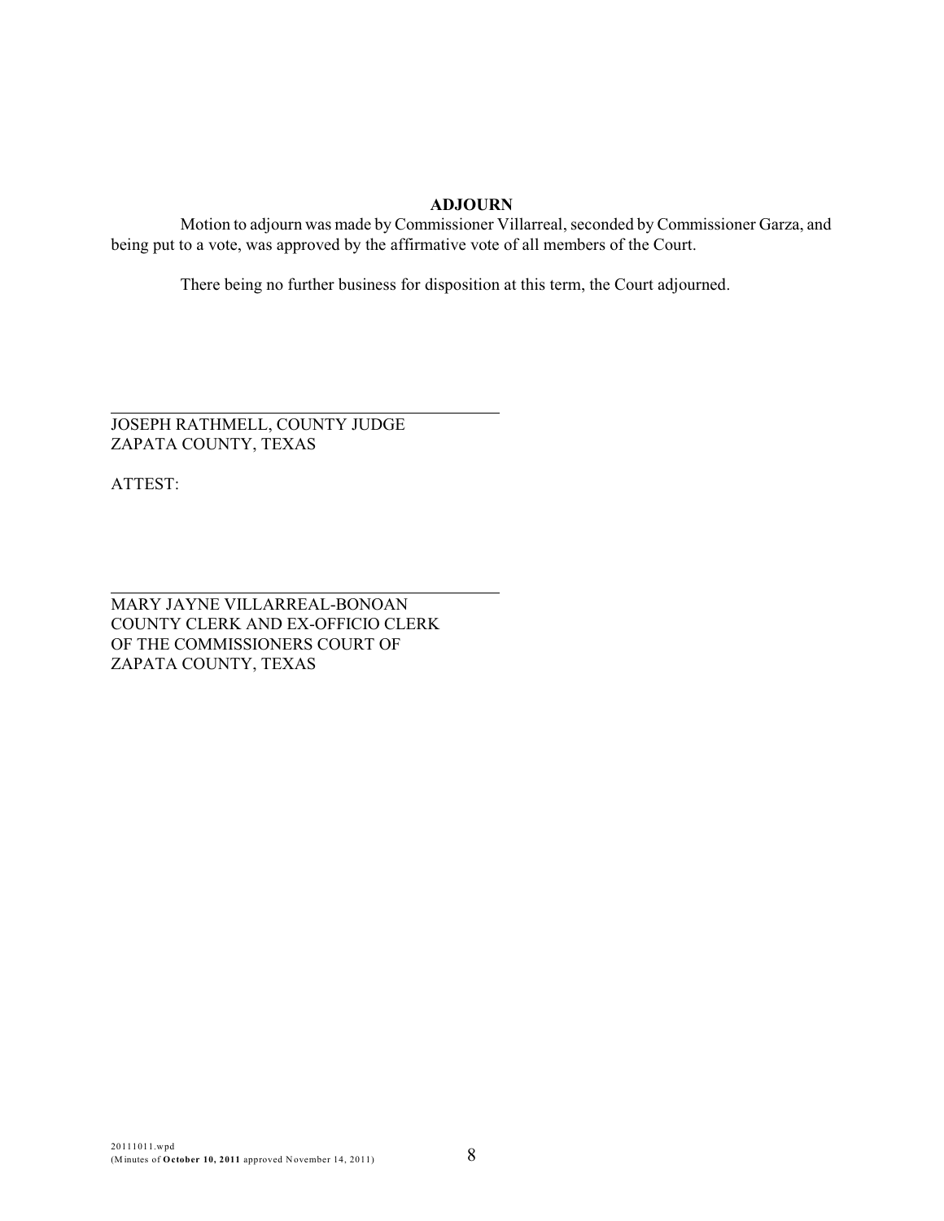**ADJOURN**

Motion to adjourn was made by Commissioner Villarreal, seconded by Commissioner Garza, and being put to a vote, was approved by the affirmative vote of all members of the Court.

There being no further business for disposition at this term, the Court adjourned.

\_\_\_\_\_\_\_\_\_\_\_\_\_\_\_\_\_\_\_\_\_\_\_\_\_\_\_\_\_\_\_\_\_\_\_\_\_\_\_\_

JOSEPH RATHMELL, COUNTY JUDGE
ZAPATA COUNTY, TEXAS

ATTEST:

\_\_\_\_\_\_\_\_\_\_\_\_\_\_\_\_\_\_\_\_\_\_\_\_\_\_\_\_\_\_\_\_\_\_\_\_\_\_\_\_

MARY JAYNE VILLARREAL-BONOAN
COUNTY CLERK AND EX-OFFICIO CLERK
OF THE COMMISSIONERS COURT OF
ZAPATA COUNTY, TEXAS